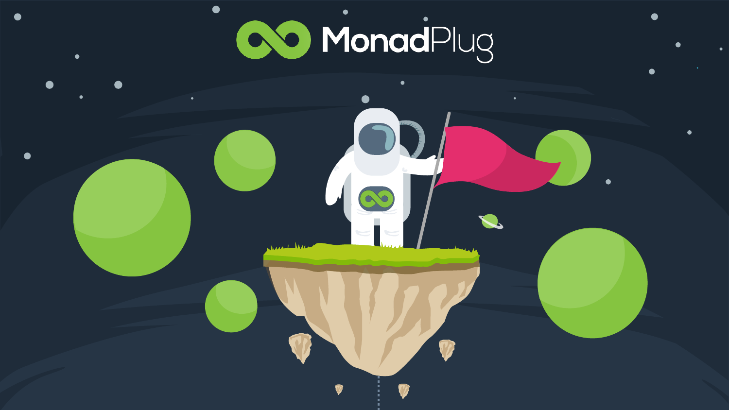# MonadPlug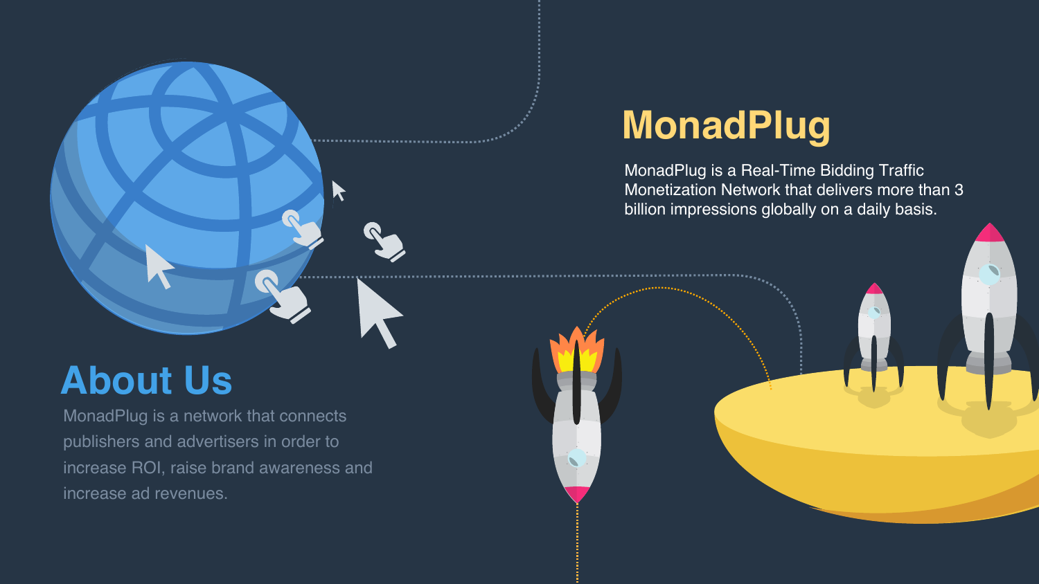# MonadPlug

MonadPlug is a Real-Time Bidding Traffic Monetization Network that delivers more than 3 billion impressions globally on a daily basis.

## About Us

MonadPlug is a network that connects publishers and advertisers in order to increase ROI, raise brand awareness and increase ad revenues.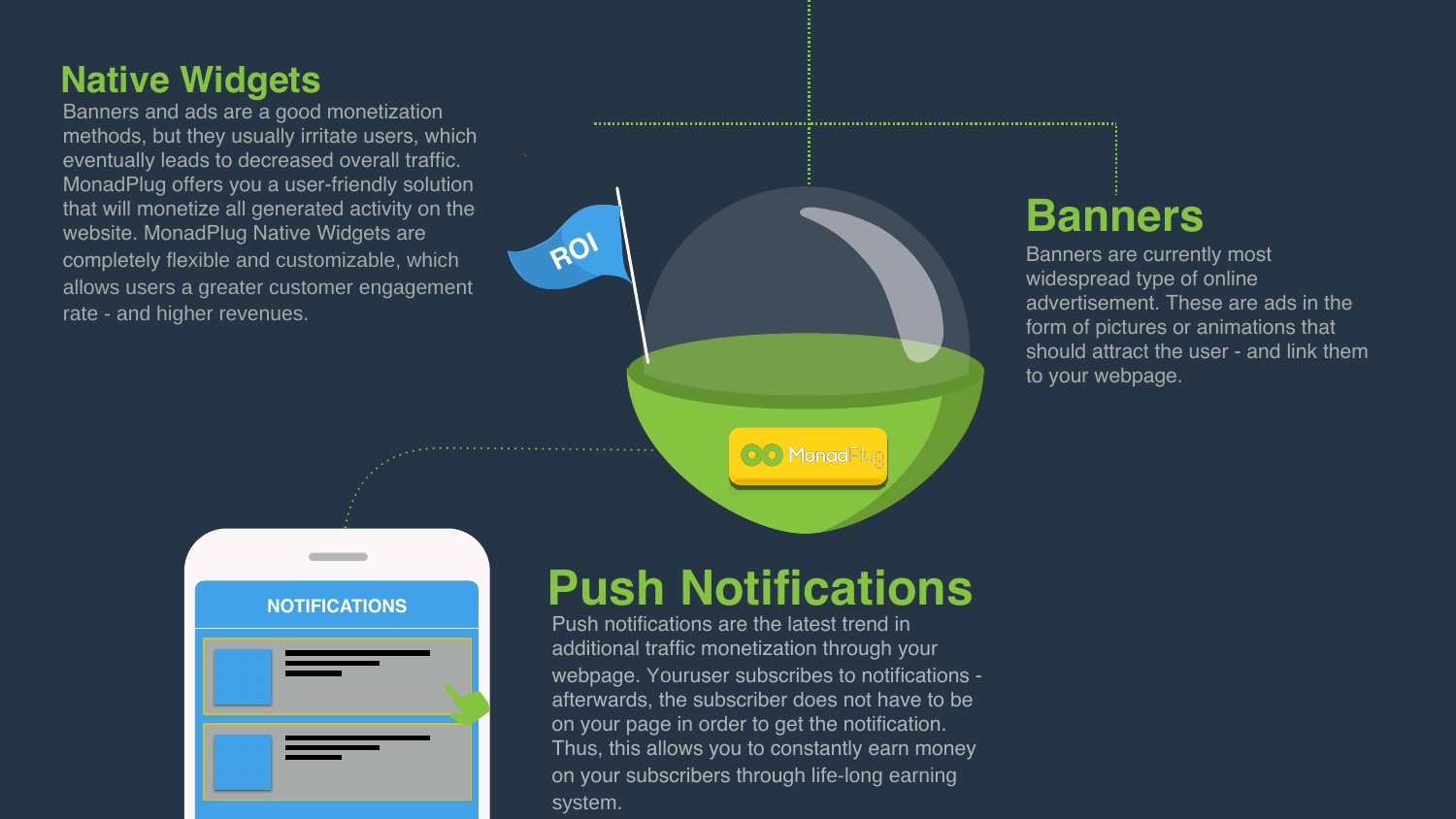## Native Widgets

Banners and ads are a good monetization methods, but they usually irritate users, which eventually leads to decreased overall traffic. MonadPlug offers you a user-friendly solution that will monetize all generated activity on the website. MonadPlug Native Widgets are completely flexible and customizable, which allows users a greater customer engagement rate - and higher revenues.

## Banners

Banners are currently most widespread type of online advertisement. These are ads in the form of pictures or animations that should attract the user - and link them to your webpage.

## Push Notifications

Push notifications are the latest trend in additional traffic monetization through your webpage. Youruser subscribes to notifications - afterwards, the subscriber does not have to be on your page in order to get the notification. Thus, this allows you to constantly earn money on your subscribers through life-long earning system.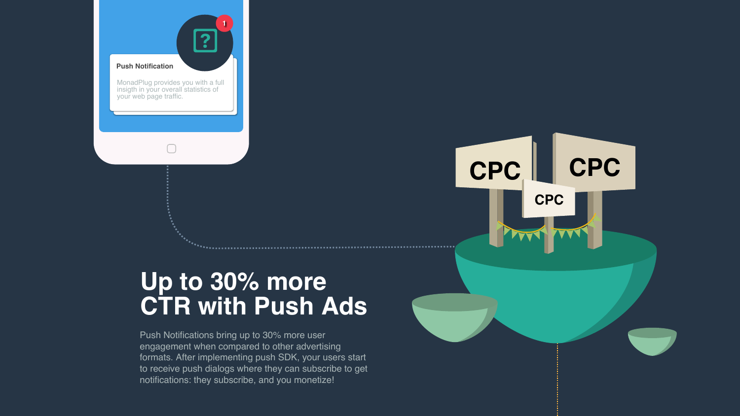Push Notification

MonadPlug provides you with a full insigth in your overall statistics of your web page traffic.

CPC

CPC

CPC

# Up to 30% more CTR with Push Ads

Push Notifications bring up to 30% more user engagement when compared to other advertising formats. After implementing push SDK, your users start to receive push dialogs where they can subscribe to get notifications: they subscribe, and you monetize!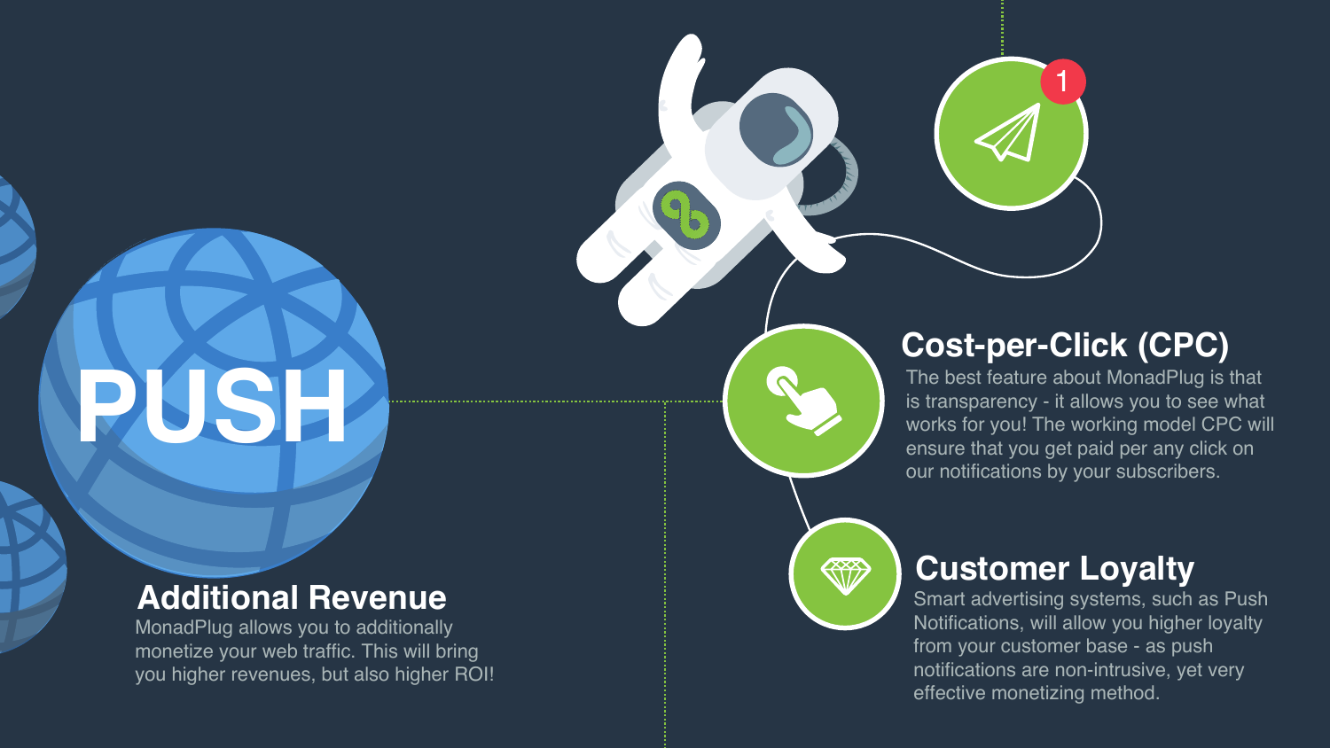# PUSH

## Cost-per-Click (CPC)

The best feature about MonadPlug is that is transparency - it allows you to see what works for you! The working model CPC will ensure that you get paid per any click on our notifications by your subscribers.

## Customer Loyalty

Smart advertising systems, such as Push Notifications, will allow you higher loyalty from your customer base - as push notifications are non-intrusive, yet very effective monetizing method.

## Additional Revenue

MonadPlug allows you to additionally monetize your web traffic. This will bring you higher revenues, but also higher ROI!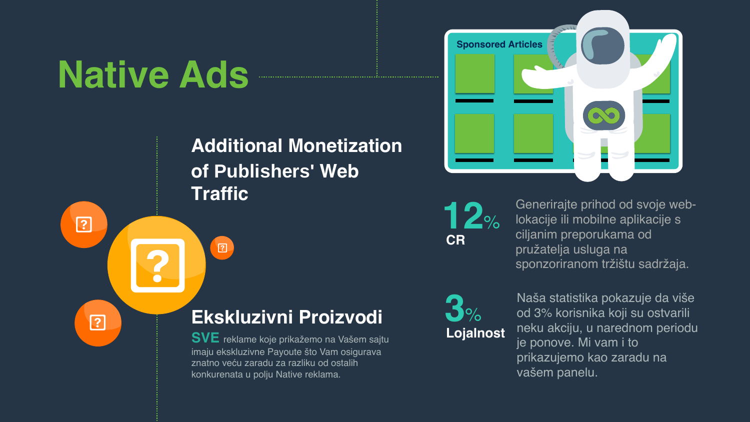# Native Ads

## Additional Monetization of Publishers' Web Traffic

## Ekskluzivni Proizvodi

**SVE** reklame koje prikažemo na Vašem sajtu imaju ekskluzivne Payoute što Vam osigurava znatno veću zaradu za razliku od ostalih konkurenata u polju Native reklama.

**12%**
**CR**

Generirajte prihod od svoje web-lokacije ili mobilne aplikacije s ciljanim preporukama od pružatelja usluga na sponzoriranom tržištu sadržaja.

**3%**
**Lojalnost**

Naša statistika pokazuje da više od 3% korisnika koji su ostvarili neku akciju, u narednom periodu je ponove. Mi vam i to prikazujemo kao zaradu na vašem panelu.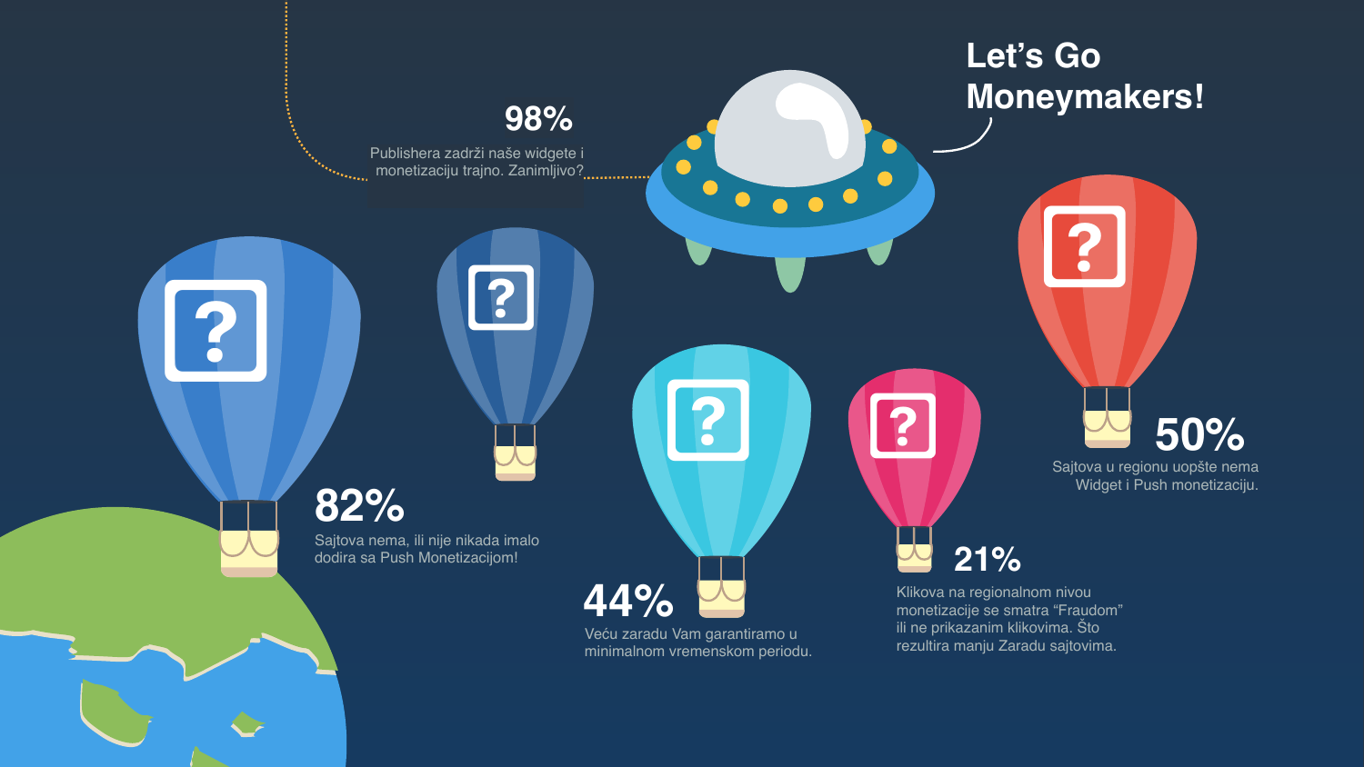# Let's Go Moneymakers!

**98%**

Publishera zadrži naše widgete i monetizaciju trajno. Zanimljivo?

**82%**

Sajtova nema, ili nije nikada imalo dodira sa Push Monetizacijom!

**44%**

Veću zaradu Vam garantiramo u minimalnom vremenskom periodu.

**21%**

Klikova na regionalnom nivou monetizacije se smatra "Fraudom" ili ne prikazanim klikovima. Što rezultira manju Zaradu sajtovima.

**50%**

Sajtova u regionu uopšte nema Widget i Push monetizaciju.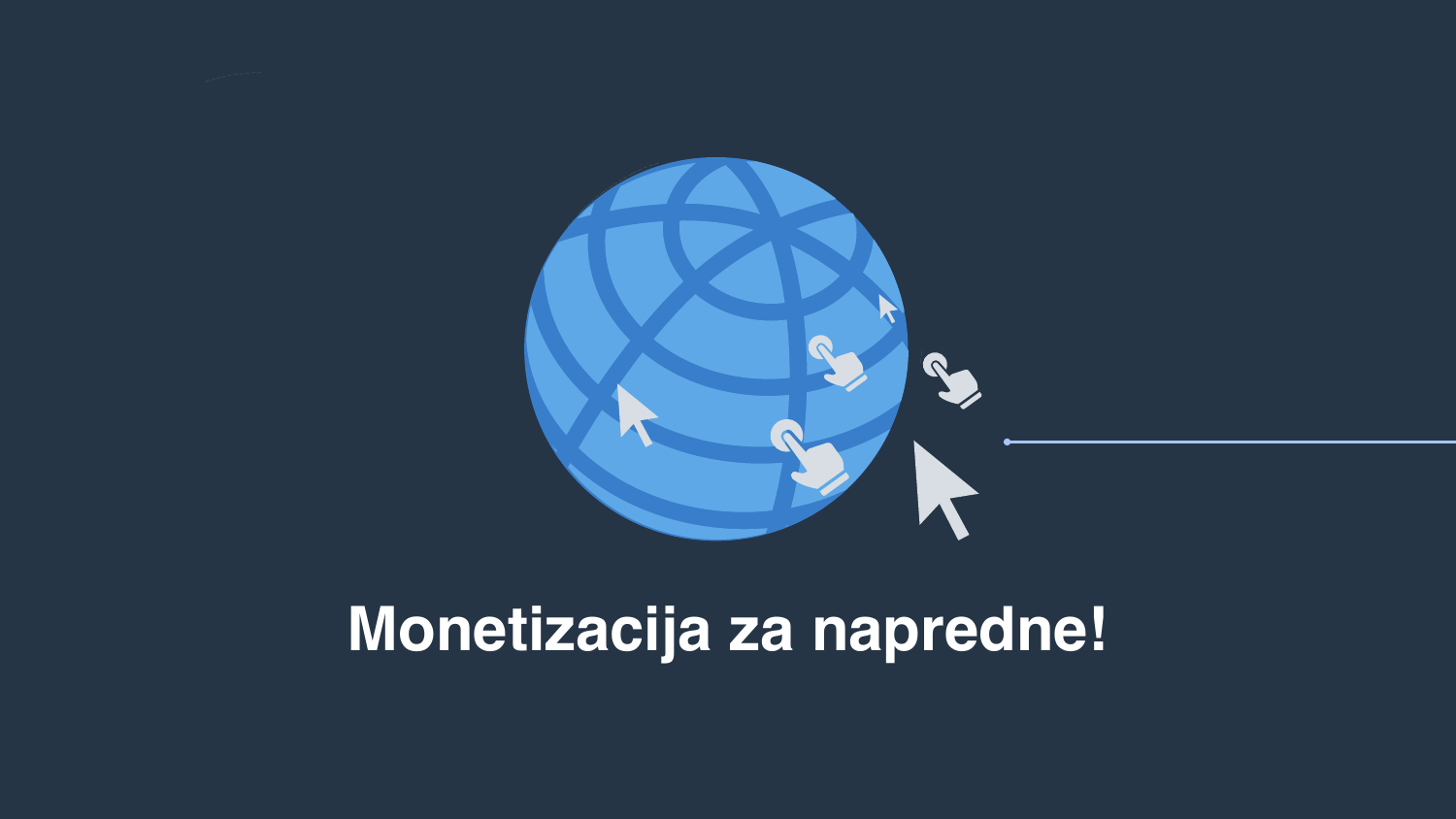# Monetizacija za napredne!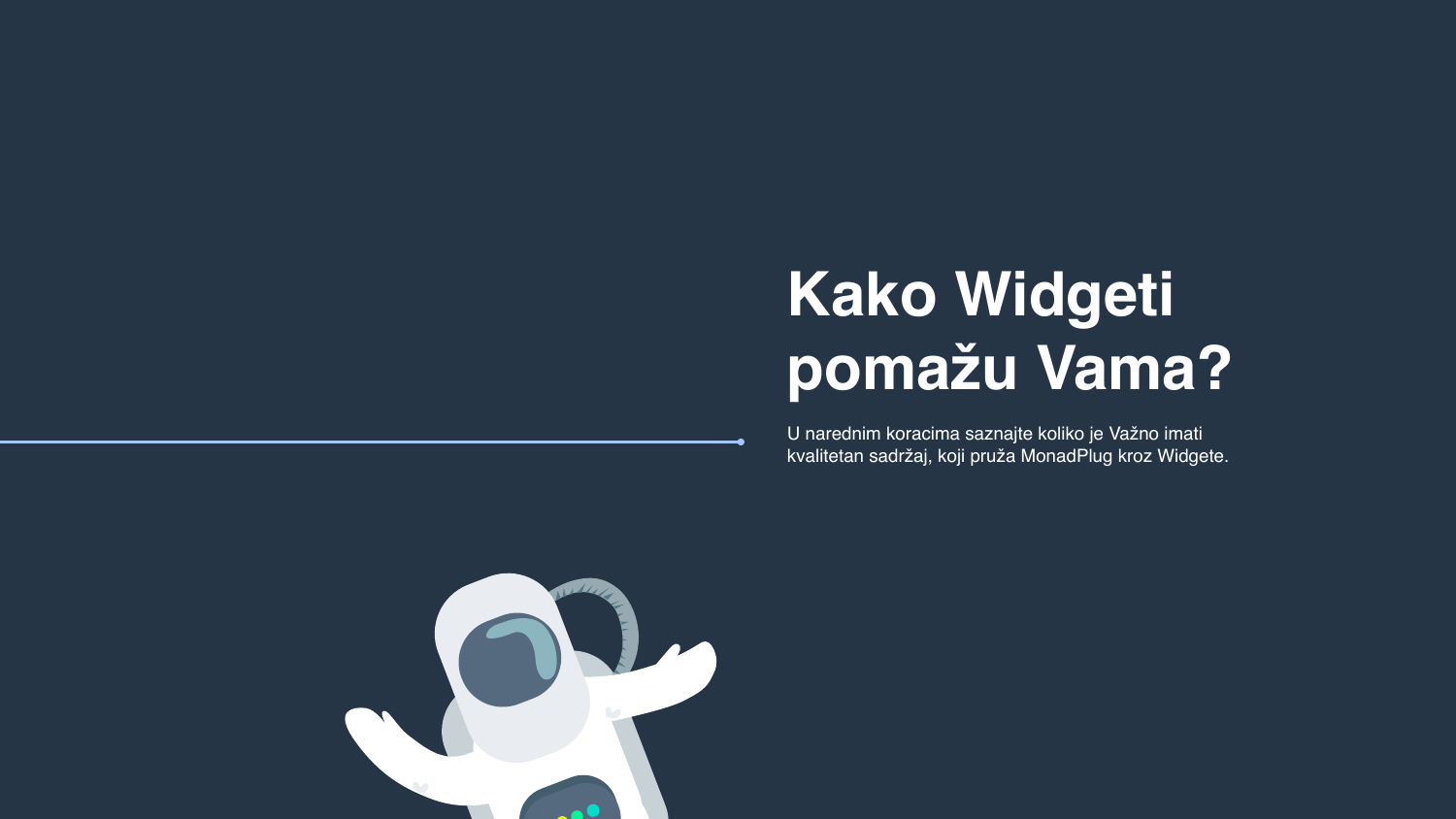# Kako Widgeti pomažu Vama?

U narednim koracima saznajte koliko je Važno imati kvalitetan sadržaj, koji pruža MonadPlug kroz Widgete.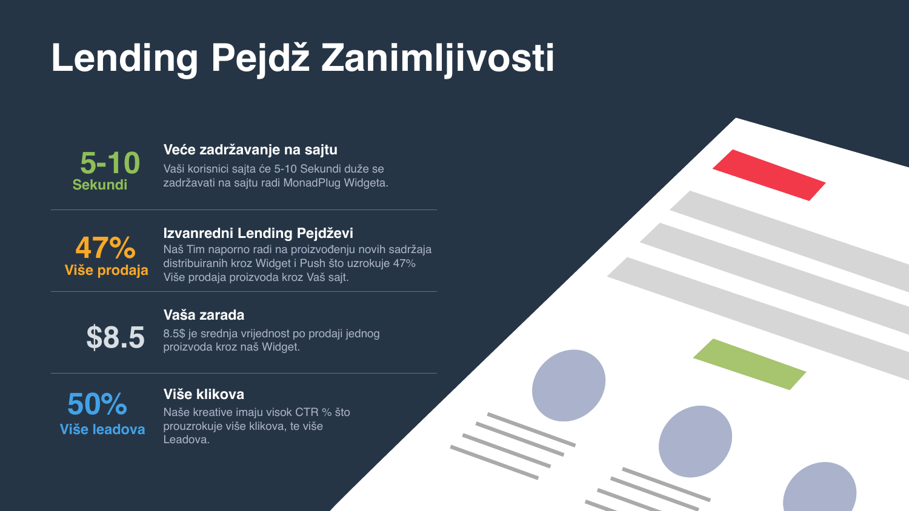# Lending Pejdž Zanimljivosti

**5-10**
**Sekundi**

### Veće zadržavanje na sajtu

Vaši korisnici sajta će 5-10 Sekundi duže se zadržavati na sajtu radi MonadPlug Widgeta.

---

**47%**
**Više prodaja**

### Izvanredni Lending Pejdževi

Naš Tim naporno radi na proizvođenju novih sadržaja distribuiranih kroz Widget i Push što uzrokuje 47% Više prodaja proizvoda kroz Vaš sajt.

---

**$8.5**

### Vaša zarada

8.5$ je srednja vrijednost po prodaji jednog proizvoda kroz naš Widget.

---

**50%**
**Više leadova**

### Više klikova

Naše kreative imaju visok CTR % što prouzrokuje više klikova, te više Leadova.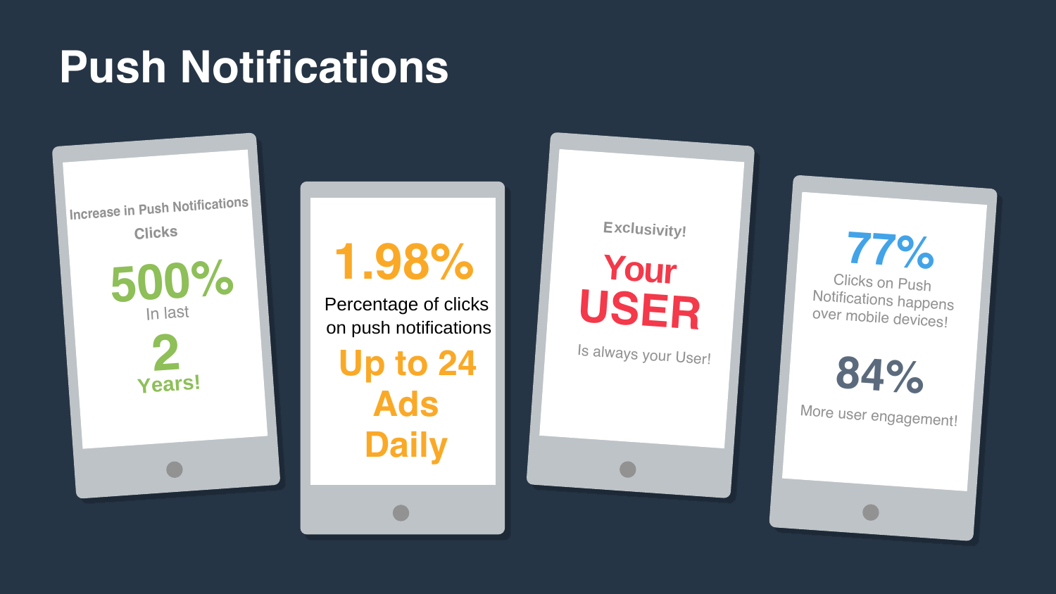# Push Notifications

Increase in Push Notifications Clicks

**500%**

In last

**2**

**Years!**

**1.98%**

Percentage of clicks on push notifications

**Up to 24 Ads Daily**

Exclusivity!

**Your USER**

Is always your User!

**77%**

Clicks on Push Notifications happens over mobile devices!

**84%**

More user engagement!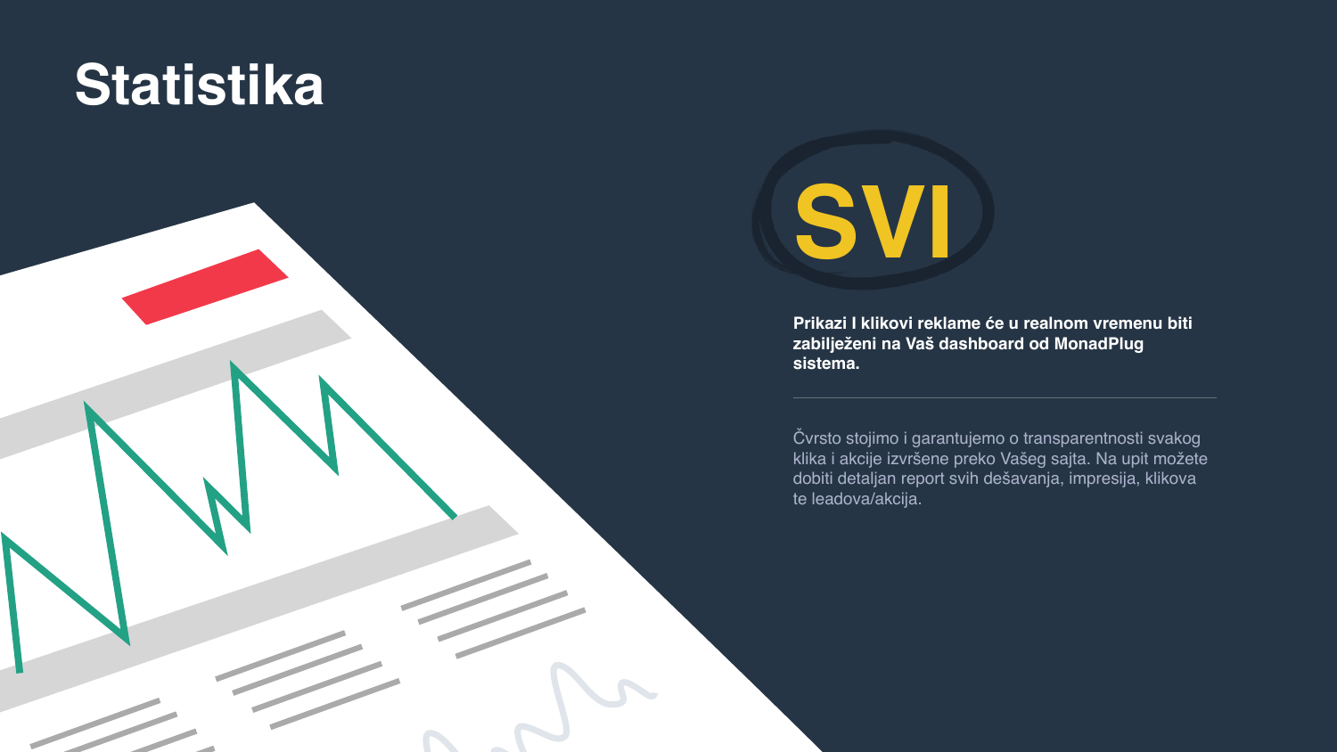# Statistika

**SVI**

**Prikazi I klikovi reklame će u realnom vremenu biti zabilježeni na Vaš dashboard od MonadPlug sistema.**

---

Čvrsto stojimo i garantujemo o transparentnosti svakog klika i akcije izvršene preko Vašeg sajta. Na upit možete dobiti detaljan report svih dešavanja, impresija, klikova te leadova/akcija.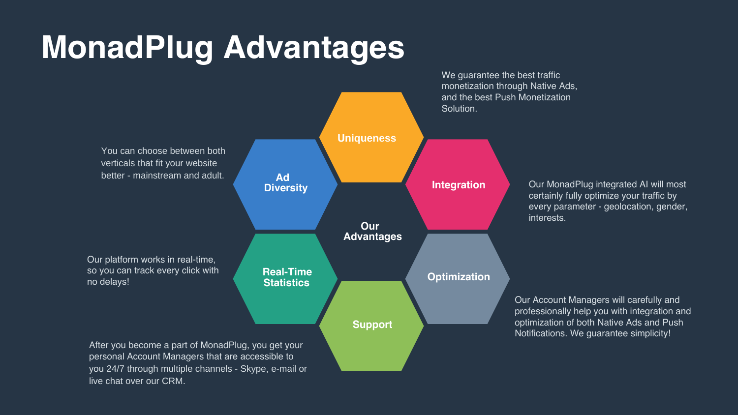# MonadPlug Advantages

**Our Advantages**

**Uniqueness**

We guarantee the best traffic monetization through Native Ads, and the best Push Monetization Solution.

**Integration**

Our MonadPlug integrated AI will most certainly fully optimize your traffic by every parameter - geolocation, gender, interests.

**Optimization**

Our Account Managers will carefully and professionally help you with integration and optimization of both Native Ads and Push Notifications. We guarantee simplicity!

**Support**

After you become a part of MonadPlug, you get your personal Account Managers that are accessible to you 24/7 through multiple channels - Skype, e-mail or live chat over our CRM.

**Real-Time Statistics**

Our platform works in real-time, so you can track every click with no delays!

**Ad Diversity**

You can choose between both verticals that fit your website better - mainstream and adult.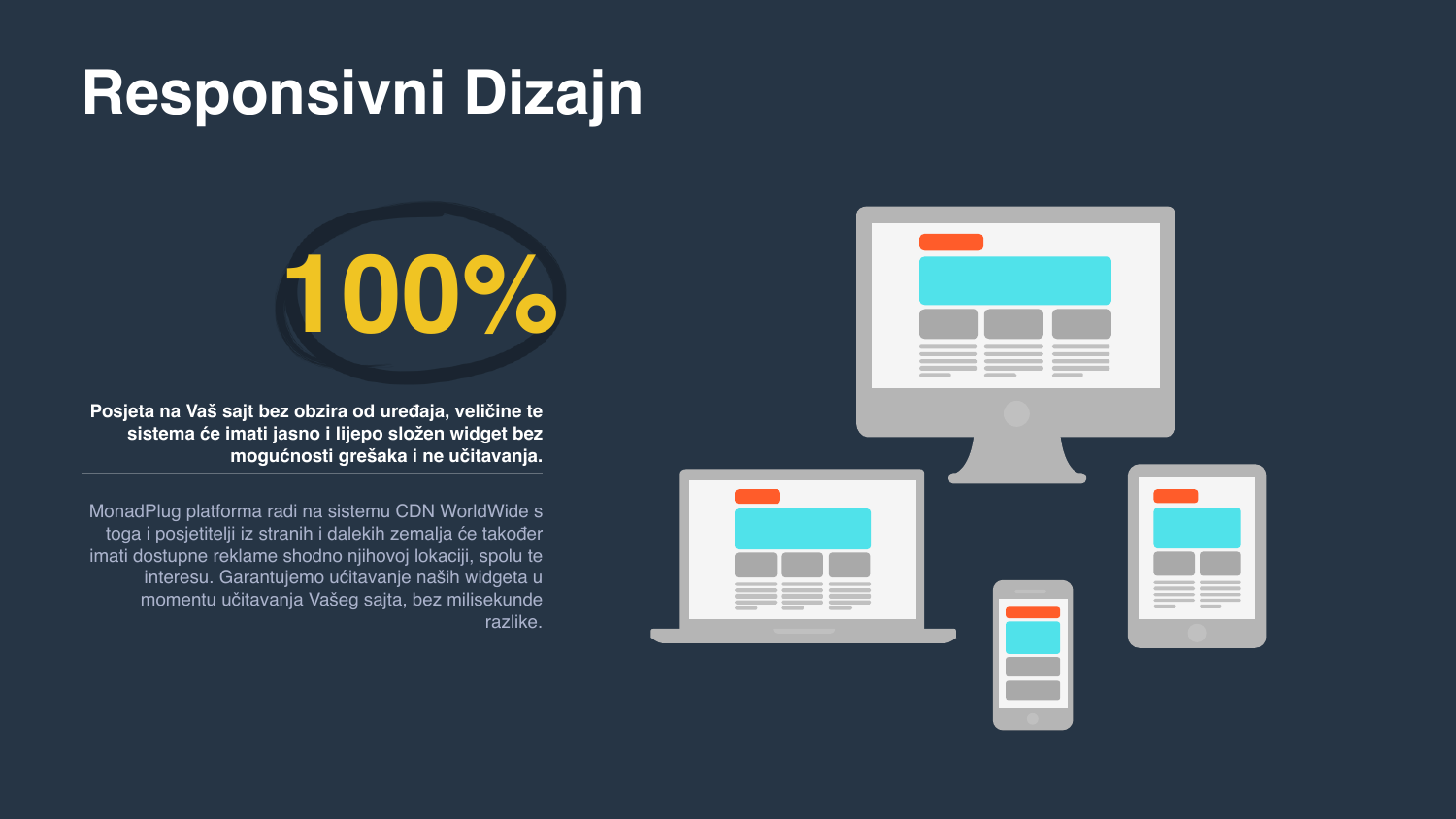# Responsivni Dizajn

100%

**Posjeta na Vaš sajt bez obzira od uređaja, veličine te sistema će imati jasno i lijepo složen widget bez mogućnosti grešaka i ne učitavanja.**

---

MonadPlug platforma radi na sistemu CDN WorldWide s toga i posjetitelji iz stranih i dalekih zemalja će također imati dostupne reklame shodno njihovoj lokaciji, spolu te interesu. Garantujemo ućitavanje naših widgeta u momentu učitavanja Vašeg sajta, bez milisekunde razlike.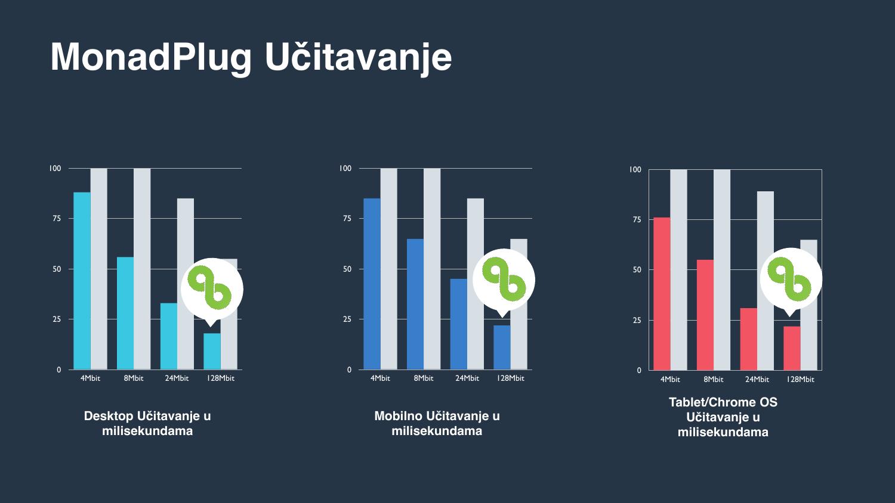# MonadPlug Učitavanje

Desktop Učitavanje u milisekundama

Mobilno Učitavanje u milisekundama

Tablet/Chrome OS Učitavanje u milisekundama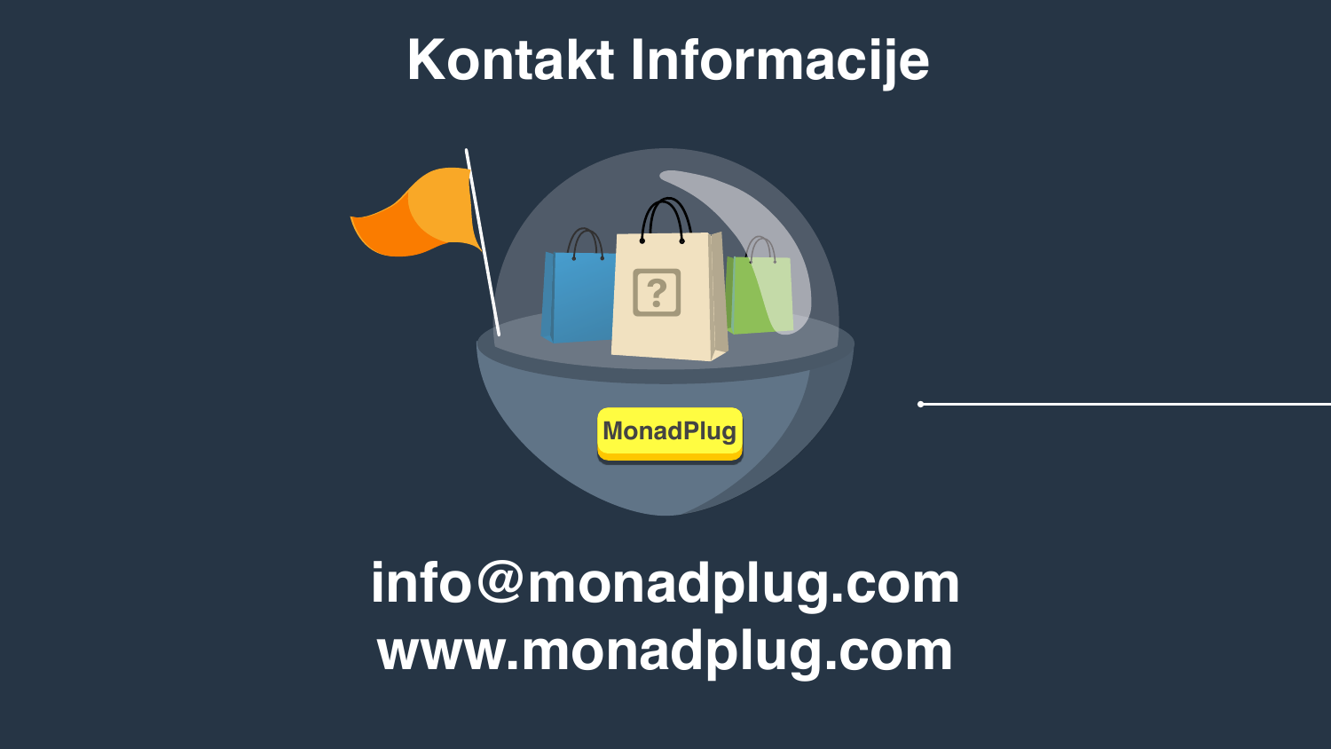# Kontakt Informacije

info@monadplug.com
www.monadplug.com